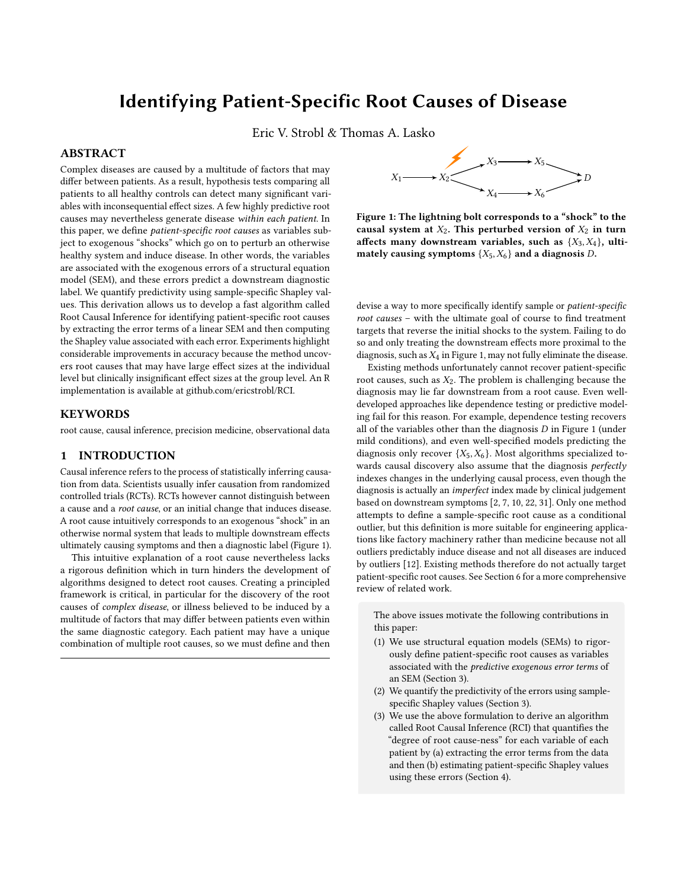# Identifying Patient-Specific Root Causes of Disease

Eric V. Strobl & Thomas A. Lasko

## ABSTRACT

Complex diseases are caused by a multitude of factors that may differ between patients. As a result, hypothesis tests comparing all patients to all healthy controls can detect many significant variables with inconsequential effect sizes. A few highly predictive root causes may nevertheless generate disease *within each patient*. In this paper, we define *patient-specific root causes* as variables subject to exogenous "shocks" which go on to perturb an otherwise healthy system and induce disease. In other words, the variables are associated with the exogenous errors of a structural equation model (SEM), and these errors predict a downstream diagnostic label. We quantify predictivity using sample-specific Shapley values. This derivation allows us to develop a fast algorithm called Root Causal Inference for identifying patient-specific root causes by extracting the error terms of a linear SEM and then computing the Shapley value associated with each error. Experiments highlight considerable improvements in accuracy because the method uncovers root causes that may have large effect sizes at the individual level but clinically insignificant effect sizes at the group level. An R implementation is available at github.com/ericstrobl/RCI.

## KEYWORDS

root cause, causal inference, precision medicine, observational data

## 1 INTRODUCTION

Causal inference refers to the process of statistically inferring causation from data. Scientists usually infer causation from randomized controlled trials (RCTs). RCTs however cannot distinguish between a cause and a *root cause*, or an initial change that induces disease. A root cause intuitively corresponds to an exogenous "shock" in an otherwise normal system that leads to multiple downstream effects ultimately causing symptoms and then a diagnostic label (Figure 1).

This intuitive explanation of a root cause nevertheless lacks a rigorous definition which in turn hinders the development of algorithms designed to detect root causes. Creating a principled framework is critical, in particular for the discovery of the root causes of *complex disease*, or illness believed to be induced by a multitude of factors that may differ between patients even within the same diagnostic category. Each patient may have a unique combination of multiple root causes, so we must define and then devise a way to more specifically identify sample or *patient-specific root causes* – with the ultimate goal of course to find treatment targets that reverse the initial shocks to the system. Failing to do so and only treating the downstream effects more proximal to the diagnosis, such as $X_4$ in Figure 1, may not fully eliminate the disease.

**Figure 1: The lightning bolt corresponds to a "shock" to the causal system at $X_2$. This perturbed version of $X_2$ in turn affects many downstream variables, such as $\{X_3, X_4\}$, ultimately causing symptoms $\{X_5, X_6\}$ and a diagnosis $D$.**

Existing methods unfortunately cannot recover patient-specific root causes, such as $X_2$. The problem is challenging because the diagnosis may lie far downstream from a root cause. Even well-developed approaches like dependence testing or predictive modeling fail for this reason. For example, dependence testing recovers all of the variables other than the diagnosis $D$ in Figure 1 (under mild conditions), and even well-specified models predicting the diagnosis only recover $\{X_5, X_6\}$. Most algorithms specialized towards causal discovery also assume that the diagnosis *perfectly* indexes changes in the underlying causal process, even though the diagnosis is actually an *imperfect* index made by clinical judgement based on downstream symptoms [2, 7, 10, 22, 31]. Only one method attempts to define a sample-specific root cause as a conditional outlier, but this definition is more suitable for engineering applications like factory machinery rather than medicine because not all outliers predictably induce disease and not all diseases are induced by outliers [12]. Existing methods therefore do not actually target patient-specific root causes. See Section 6 for a more comprehensive review of related work.

The above issues motivate the following contributions in this paper:

1. We use structural equation models (SEMs) to rigorously define patient-specific root causes as variables associated with the *predictive exogenous error terms* of an SEM (Section 3).
2. We quantify the predictivity of the errors using sample-specific Shapley values (Section 3).
3. We use the above formulation to derive an algorithm called Root Causal Inference (RCI) that quantifies the "degree of root cause-ness" for each variable of each patient by (a) extracting the error terms from the data and then (b) estimating patient-specific Shapley values using these errors (Section 4).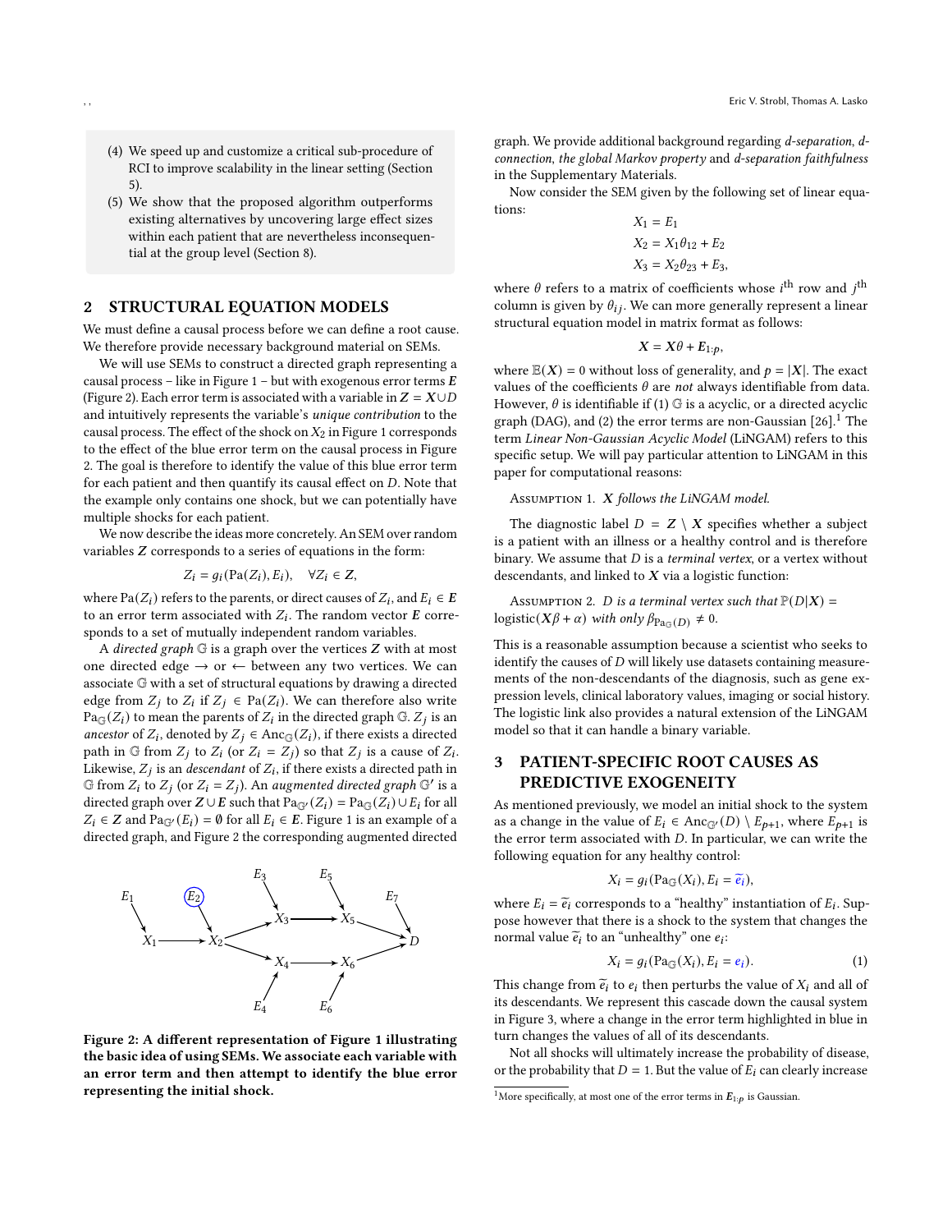(4) We speed up and customize a critical sub-procedure of RCI to improve scalability in the linear setting (Section 5).

(5) We show that the proposed algorithm outperforms existing alternatives by uncovering large effect sizes within each patient that are nevertheless inconsequential at the group level (Section 8).

## 2 STRUCTURAL EQUATION MODELS

We must define a causal process before we can define a root cause. We therefore provide necessary background material on SEMs.

We will use SEMs to construct a directed graph representing a causal process – like in Figure 1 – but with exogenous error terms $\boldsymbol{E}$ (Figure 2). Each error term is associated with a variable in $\boldsymbol{Z} = \boldsymbol{X} \cup D$ and intuitively represents the variable's *unique contribution* to the causal process. The effect of the shock on $X_2$ in Figure 1 corresponds to the effect of the blue error term on the causal process in Figure 2. The goal is therefore to identify the value of this blue error term for each patient and then quantify its causal effect on $D$. Note that the example only contains one shock, but we can potentially have multiple shocks for each patient.

We now describe the ideas more concretely. An SEM over random variables $\boldsymbol{Z}$ corresponds to a series of equations in the form:

$$Z_i = g_i(\text{Pa}(Z_i), E_i), \quad \forall Z_i \in \boldsymbol{Z},$$

where $\text{Pa}(Z_i)$ refers to the parents, or direct causes of $Z_i$, and $E_i \in \boldsymbol{E}$ to an error term associated with $Z_i$. The random vector $\boldsymbol{E}$ corresponds to a set of mutually independent random variables.

A *directed graph* $\mathbb{G}$ is a graph over the vertices $\boldsymbol{Z}$ with at most one directed edge $\rightarrow$ or $\leftarrow$ between any two vertices. We can associate $\mathbb{G}$ with a set of structural equations by drawing a directed edge from $Z_j$ to $Z_i$ if $Z_j \in \text{Pa}(Z_i)$. We can therefore also write $\text{Pa}_{\mathbb{G}}(Z_i)$ to mean the parents of $Z_i$ in the directed graph $\mathbb{G}$. $Z_j$ is an *ancestor* of $Z_i$, denoted by $Z_j \in \text{Anc}_{\mathbb{G}}(Z_i)$, if there exists a directed path in $\mathbb{G}$ from $Z_j$ to $Z_i$ (or $Z_i = Z_j$) so that $Z_j$ is a cause of $Z_i$. Likewise, $Z_j$ is an *descendant* of $Z_i$, if there exists a directed path in $\mathbb{G}$ from $Z_i$ to $Z_j$ (or $Z_i = Z_j$). An *augmented directed graph* $\mathbb{G}'$ is a directed graph over $\boldsymbol{Z} \cup \boldsymbol{E}$ such that $\text{Pa}_{\mathbb{G}'}(Z_i) = \text{Pa}_{\mathbb{G}}(Z_i) \cup E_i$ for all $Z_i \in \boldsymbol{Z}$ and $\text{Pa}_{\mathbb{G}'}(E_i) = \emptyset$ for all $E_i \in \boldsymbol{E}$. Figure 1 is an example of a directed graph, and Figure 2 the corresponding augmented directed graph. We provide additional background regarding *d-separation*, *d-connection*, *the global Markov property* and *d-separation faithfulness* in the Supplementary Materials.

**Figure 2: A different representation of Figure 1 illustrating the basic idea of using SEMs. We associate each variable with an error term and then attempt to identify the blue error representing the initial shock.**

Now consider the SEM given by the following set of linear equations:

$$\begin{aligned}
X_1 &= E_1 \\
X_2 &= X_1\theta_{12} + E_2 \\
X_3 &= X_2\theta_{23} + E_3,
\end{aligned}$$

where $\theta$ refers to a matrix of coefficients whose $i^{\text{th}}$ row and $j^{\text{th}}$ column is given by $\theta_{ij}$. We can more generally represent a linear structural equation model in matrix format as follows:

$$\boldsymbol{X} = \boldsymbol{X}\theta + \boldsymbol{E}_{1:p},$$

where $\mathbb{E}(\boldsymbol{X}) = 0$ without loss of generality, and $p = |\boldsymbol{X}|$. The exact values of the coefficients $\theta$ are *not* always identifiable from data. However, $\theta$ is identifiable if (1) $\mathbb{G}$ is a acyclic, or a directed acyclic graph (DAG), and (2) the error terms are non-Gaussian [26].[1] The term *Linear Non-Gaussian Acyclic Model* (LiNGAM) refers to this specific setup. We will pay particular attention to LiNGAM in this paper for computational reasons:

Assumption 1. *$\boldsymbol{X}$ follows the LiNGAM model.*

The diagnostic label $D = \boldsymbol{Z} \setminus \boldsymbol{X}$ specifies whether a subject is a patient with an illness or a healthy control and is therefore binary. We assume that $D$ is a *terminal vertex*, or a vertex without descendants, and linked to $\boldsymbol{X}$ via a logistic function:

Assumption 2. *$D$ is a terminal vertex such that $\mathbb{P}(D|\boldsymbol{X}) = \text{logistic}(\boldsymbol{X}\beta + \alpha)$ with only $\beta_{\text{Pa}_{\mathbb{G}}(D)} \neq 0$.*

This is a reasonable assumption because a scientist who seeks to identify the causes of $D$ will likely use datasets containing measurements of the non-descendants of the diagnosis, such as gene expression levels, clinical laboratory values, imaging or social history. The logistic link also provides a natural extension of the LiNGAM model so that it can handle a binary variable.

## 3 PATIENT-SPECIFIC ROOT CAUSES AS PREDICTIVE EXOGENEITY

As mentioned previously, we model an initial shock to the system as a change in the value of $E_i \in \text{Anc}_{\mathbb{G}'}(D) \setminus E_{p+1}$, where $E_{p+1}$ is the error term associated with $D$. In particular, we can write the following equation for any healthy control:

$$X_i = g_i(\text{Pa}_{\mathbb{G}}(X_i), E_i = \widetilde{e}_i),$$

where $E_i = \widetilde{e}_i$ corresponds to a "healthy" instantiation of $E_i$. Suppose however that there is a shock to the system that changes the normal value $\widetilde{e}_i$ to an "unhealthy" one $e_i$:

$$X_i = g_i(\text{Pa}_{\mathbb{G}}(X_i), E_i = e_i). \tag{1}$$

This change from $\widetilde{e}_i$ to $e_i$ then perturbs the value of $X_i$ and all of its descendants. We represent this cascade down the causal system in Figure 3, where a change in the error term highlighted in blue in turn changes the values of all of its descendants.

Not all shocks will ultimately increase the probability of disease, or the probability that $D = 1$. But the value of $E_i$ can clearly increase

[1] More specifically, at most one of the error terms in $\boldsymbol{E}_{1:p}$ is Gaussian.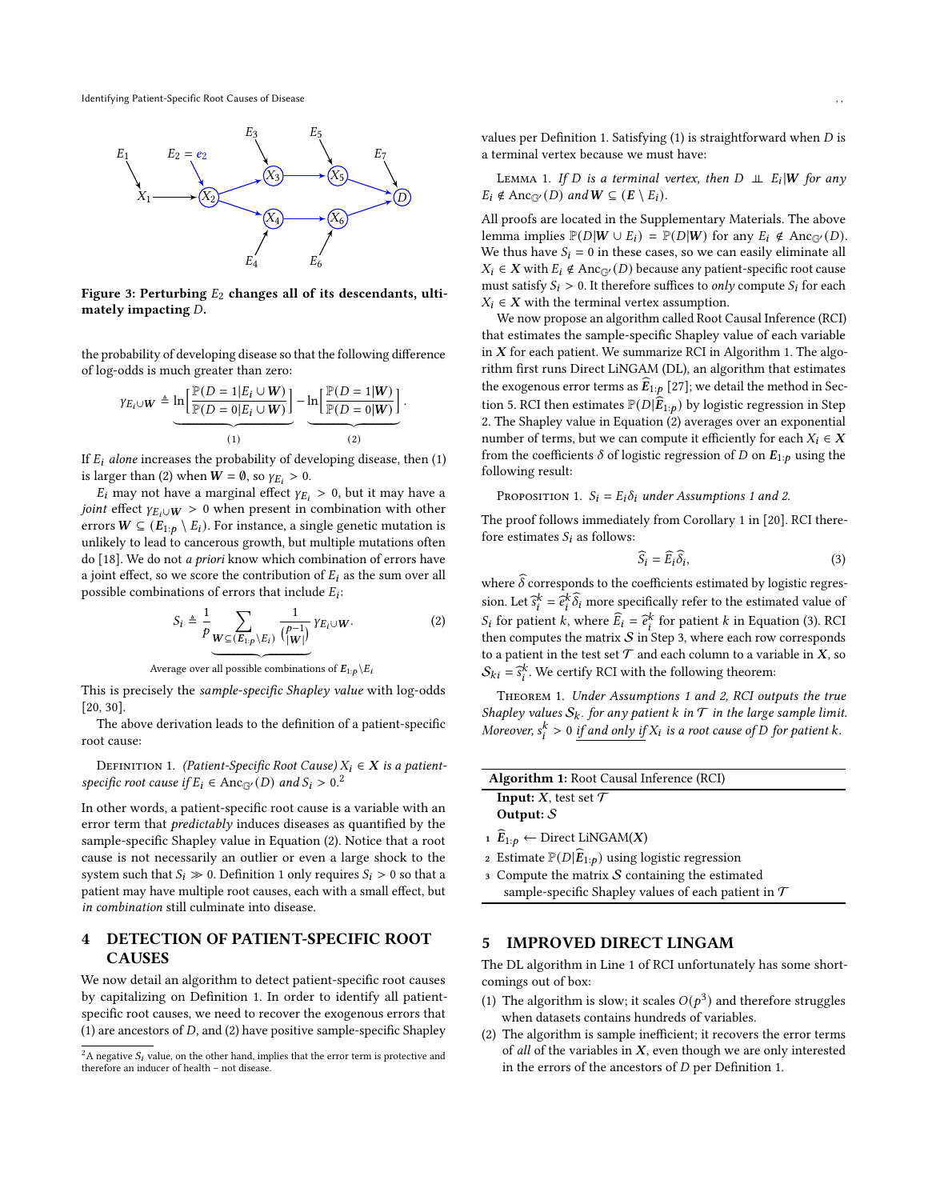Figure 3: Perturbing $E_2$ changes all of its descendants, ultimately impacting $D$.

the probability of developing disease so that the following difference of log-odds is much greater than zero:

$$\gamma_{E_i \cup \mathbf{W}} \triangleq \underbrace{\ln\Big[\frac{\mathbb{P}(D=1|E_i \cup \mathbf{W})}{\mathbb{P}(D=0|E_i \cup \mathbf{W})}\Big]}_{(1)} - \underbrace{\ln\Big[\frac{\mathbb{P}(D=1|\mathbf{W})}{\mathbb{P}(D=0|\mathbf{W})}\Big]}_{(2)}.$$

If $E_i$ *alone* increases the probability of developing disease, then (1) is larger than (2) when $\mathbf{W} = \emptyset$, so $\gamma_{E_i} > 0$.

$E_i$ may not have a marginal effect $\gamma_{E_i} > 0$, but it may have a *joint* effect $\gamma_{E_i \cup \mathbf{W}} > 0$ when present in combination with other errors $\mathbf{W} \subseteq (\mathbf{E}_{1:p} \setminus E_i)$. For instance, a single genetic mutation is unlikely to lead to cancerous growth, but multiple mutations often do [18]. We do not *a priori* know which combination of errors have a joint effect, so we score the contribution of $E_i$ as the sum over all possible combinations of errors that include $E_i$:

$$S_i \triangleq \underbrace{\frac{1}{p} \sum_{\mathbf{W} \subseteq (\mathbf{E}_{1:p} \setminus E_i)} \frac{1}{\binom{p-1}{|\mathbf{W}|}}}_{\text{Average over all possible combinations of } \mathbf{E}_{1:p} \setminus E_i} \gamma_{E_i \cup \mathbf{W}}. \tag{2}$$

This is precisely the *sample-specific Shapley value* with log-odds [20, 30].

The above derivation leads to the definition of a patient-specific root cause:

Definition 1. *(Patient-Specific Root Cause) $X_i \in \mathbf{X}$ is a patient-specific root cause if $E_i \in \text{Anc}_{\mathbb{G}'}(D)$ and $S_i > 0$.*[2]

In other words, a patient-specific root cause is a variable with an error term that *predictably* induces diseases as quantified by the sample-specific Shapley value in Equation (2). Notice that a root cause is not necessarily an outlier or even a large shock to the system such that $S_i \gg 0$. Definition 1 only requires $S_i > 0$ so that a patient may have multiple root causes, each with a small effect, but *in combination* still culminate into disease.

# 4 DETECTION OF PATIENT-SPECIFIC ROOT CAUSES

We now detail an algorithm to detect patient-specific root causes by capitalizing on Definition 1. In order to identify all patient-specific root causes, we need to recover the exogenous errors that (1) are ancestors of $D$, and (2) have positive sample-specific Shapley values per Definition 1. Satisfying (1) is straightforward when $D$ is a terminal vertex because we must have:

Lemma 1. *If $D$ is a terminal vertex, then $D \perp\!\!\!\perp E_i|\mathbf{W}$ for any $E_i \notin \text{Anc}_{\mathbb{G}'}(D)$ and $\mathbf{W} \subseteq (\mathbf{E} \setminus E_i)$.*

All proofs are located in the Supplementary Materials. The above lemma implies $\mathbb{P}(D|\mathbf{W} \cup E_i) = \mathbb{P}(D|\mathbf{W})$ for any $E_i \notin \text{Anc}_{\mathbb{G}'}(D)$. We thus have $S_i = 0$ in these cases, so we can easily eliminate all $X_i \in \mathbf{X}$ with $E_i \notin \text{Anc}_{\mathbb{G}'}(D)$ because any patient-specific root cause must satisfy $S_i > 0$. It therefore suffices to *only* compute $S_i$ for each $X_i \in \mathbf{X}$ with the terminal vertex assumption.

We now propose an algorithm called Root Causal Inference (RCI) that estimates the sample-specific Shapley value of each variable in $\mathbf{X}$ for each patient. We summarize RCI in Algorithm 1. The algorithm first runs Direct LiNGAM (DL), an algorithm that estimates the exogenous error terms as $\widehat{\mathbf{E}}_{1:p}$ [27]; we detail the method in Section 5. RCI then estimates $\mathbb{P}(D|\widehat{\mathbf{E}}_{1:p})$ by logistic regression in Step 2. The Shapley value in Equation (2) averages over an exponential number of terms, but we can compute it efficiently for each $X_i \in \mathbf{X}$ from the coefficients $\delta$ of logistic regression of $D$ on $\mathbf{E}_{1:p}$ using the following result:

Proposition 1. *$S_i = E_i\delta_i$ under Assumptions 1 and 2.*

The proof follows immediately from Corollary 1 in [20]. RCI therefore estimates $S_i$ as follows:

$$\widehat{S}_i = \widehat{E}_i\widehat{\delta}_i, \tag{3}$$

where $\widehat{\delta}$ corresponds to the coefficients estimated by logistic regression. Let $\widehat{s}_i^k = \widehat{e}_i^k\widehat{\delta}_i$ more specifically refer to the estimated value of $S_i$ for patient $k$, where $\widehat{E}_i = \widehat{e}_i^k$ for patient $k$ in Equation (3). RCI then computes the matrix $\mathcal{S}$ in Step 3, where each row corresponds to a patient in the test set $\mathcal{T}$ and each column to a variable in $\mathbf{X}$, so $\mathcal{S}_{ki} = \widehat{s}_i^k$. We certify RCI with the following theorem:

Theorem 1. *Under Assumptions 1 and 2, RCI outputs the true Shapley values $\mathcal{S}_{k\cdot}$ for any patient $k$ in $\mathcal{T}$ in the large sample limit. Moreover, $s_i^k > 0$ <u>if and only if</u> $X_i$ is a root cause of $D$ for patient $k$.*

**Algorithm 1:** Root Causal Inference (RCI)

**Input:** $\mathbf{X}$, test set $\mathcal{T}$
**Output:** $\mathcal{S}$

1. $\widehat{\mathbf{E}}_{1:p} \leftarrow$ Direct LiNGAM($\mathbf{X}$)
2. Estimate $\mathbb{P}(D|\widehat{\mathbf{E}}_{1:p})$ using logistic regression
3. Compute the matrix $\mathcal{S}$ containing the estimated sample-specific Shapley values of each patient in $\mathcal{T}$

# 5 IMPROVED DIRECT LINGAM

The DL algorithm in Line 1 of RCI unfortunately has some shortcomings out of box:

(1) The algorithm is slow; it scales $O(p^3)$ and therefore struggles when datasets contains hundreds of variables.
(2) The algorithm is sample inefficient; it recovers the error terms of *all* of the variables in $\mathbf{X}$, even though we are only interested in the errors of the ancestors of $D$ per Definition 1.

[2] A negative $S_i$ value, on the other hand, implies that the error term is protective and therefore an inducer of health – not disease.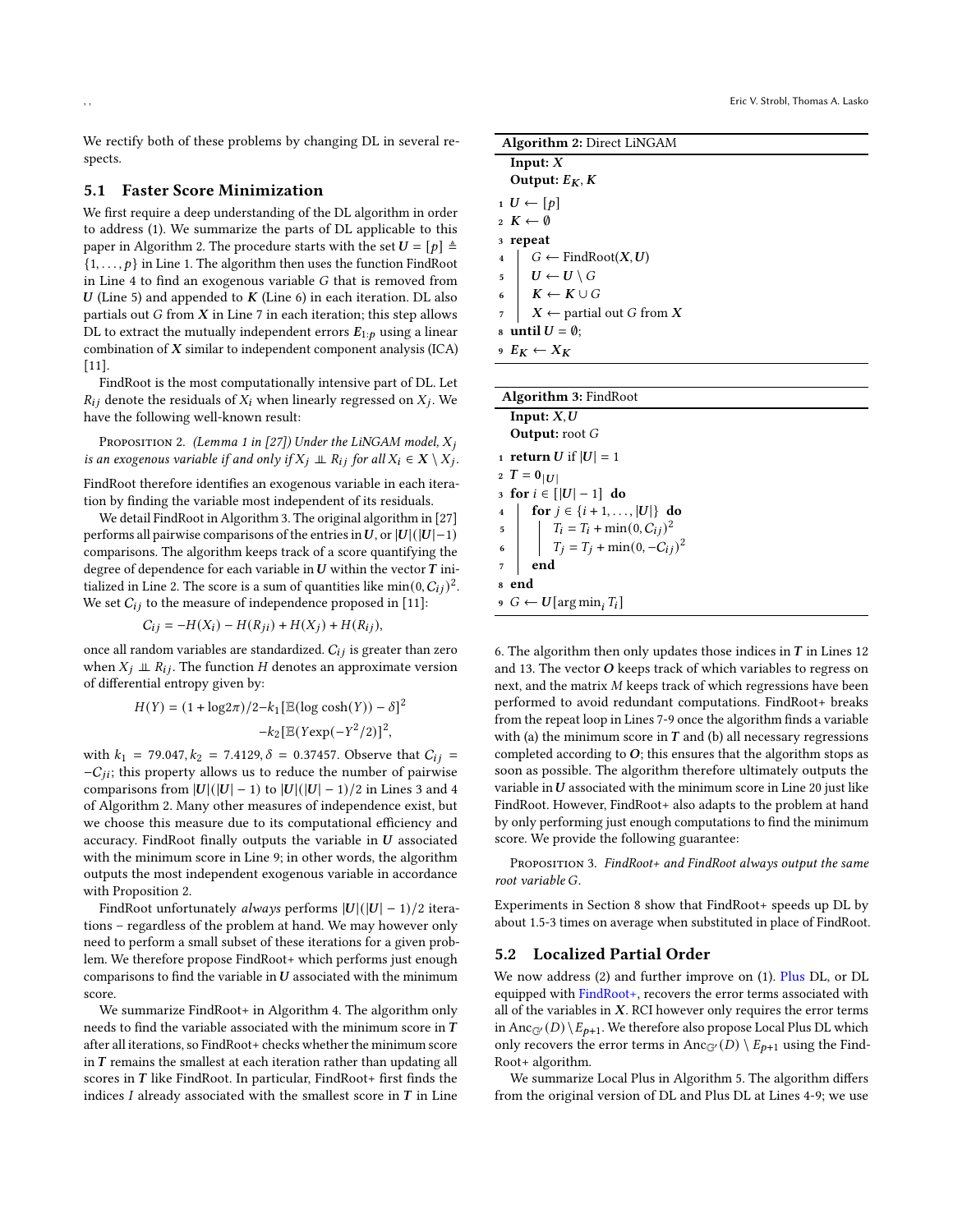We rectify both of these problems by changing DL in several respects.

### 5.1 Faster Score Minimization

We first require a deep understanding of the DL algorithm in order to address (1). We summarize the parts of DL applicable to this paper in Algorithm 2. The procedure starts with the set $\boldsymbol{U} = [p] \triangleq \{1, \ldots, p\}$ in Line 1. The algorithm then uses the function FindRoot in Line 4 to find an exogenous variable $G$ that is removed from $\boldsymbol{U}$ (Line 5) and appended to $\boldsymbol{K}$ (Line 6) in each iteration. DL also partials out $G$ from $\boldsymbol{X}$ in Line 7 in each iteration; this step allows DL to extract the mutually independent errors $\boldsymbol{E}_{1:p}$ using a linear combination of $\boldsymbol{X}$ similar to independent component analysis (ICA) [11].

FindRoot is the most computationally intensive part of DL. Let $R_{ij}$ denote the residuals of $X_i$ when linearly regressed on $X_j$. We have the following well-known result:

Proposition 2. *(Lemma 1 in [27]) Under the LiNGAM model, $X_j$ is an exogenous variable if and only if $X_j \perp\!\!\!\perp R_{ij}$ for all $X_i \in \boldsymbol{X} \setminus X_j$.*

FindRoot therefore identifies an exogenous variable in each iteration by finding the variable most independent of its residuals.

We detail FindRoot in Algorithm 3. The original algorithm in [27] performs all pairwise comparisons of the entries in $\boldsymbol{U}$, or $|\boldsymbol{U}|(|\boldsymbol{U}|-1)$ comparisons. The algorithm keeps track of a score quantifying the degree of dependence for each variable in $\boldsymbol{U}$ within the vector $\boldsymbol{T}$ initialized in Line 2. The score is a sum of quantities like $\min(0, C_{ij})^2$. We set $C_{ij}$ to the measure of independence proposed in [11]:

$$C_{ij} = -H(X_i) - H(R_{ji}) + H(X_j) + H(R_{ij}),$$

once all random variables are standardized. $C_{ij}$ is greater than zero when $X_j \perp\!\!\!\perp R_{ij}$. The function $H$ denotes an approximate version of differential entropy given by:

$$H(Y) = (1 + \log 2\pi)/2 - k_1[\mathbb{E}(\log\cosh(Y)) - \delta]^2 - k_2[\mathbb{E}(Y\exp(-Y^2/2))]^2,$$

with $k_1 = 79.047, k_2 = 7.4129, \delta = 0.37457$. Observe that $C_{ij} = -C_{ji}$; this property allows us to reduce the number of pairwise comparisons from $|\boldsymbol{U}|(|\boldsymbol{U}|-1)$ to $|\boldsymbol{U}|(|\boldsymbol{U}|-1)/2$ in Lines 3 and 4 of Algorithm 2. Many other measures of independence exist, but we choose this measure due to its computational efficiency and accuracy. FindRoot finally outputs the variable in $\boldsymbol{U}$ associated with the minimum score in Line 9; in other words, the algorithm outputs the most independent exogenous variable in accordance with Proposition 2.

FindRoot unfortunately *always* performs $|\boldsymbol{U}|(|\boldsymbol{U}|-1)/2$ iterations – regardless of the problem at hand. We may however only need to perform a small subset of these iterations for a given problem. We therefore propose FindRoot+ which performs just enough comparisons to find the variable in $\boldsymbol{U}$ associated with the minimum score.

We summarize FindRoot+ in Algorithm 4. The algorithm only needs to find the variable associated with the minimum score in $\boldsymbol{T}$ after all iterations, so FindRoot+ checks whether the minimum score in $\boldsymbol{T}$ remains the smallest at each iteration rather than updating all scores in $\boldsymbol{T}$ like FindRoot. In particular, FindRoot+ first finds the indices $I$ already associated with the smallest score in $\boldsymbol{T}$ in Line 6. The algorithm then only updates those indices in $\boldsymbol{T}$ in Lines 12 and 13. The vector $\boldsymbol{O}$ keeps track of which variables to regress on next, and the matrix $M$ keeps track of which regressions have been performed to avoid redundant computations. FindRoot+ breaks from the repeat loop in Lines 7-9 once the algorithm finds a variable with (a) the minimum score in $\boldsymbol{T}$ and (b) all necessary regressions completed according to $\boldsymbol{O}$; this ensures that the algorithm stops as soon as possible. The algorithm therefore ultimately outputs the variable in $\boldsymbol{U}$ associated with the minimum score in Line 20 just like FindRoot. However, FindRoot+ also adapts to the problem at hand by only performing just enough computations to find the minimum score. We provide the following guarantee:

Proposition 3. *FindRoot+ and FindRoot always output the same root variable $G$.*

Experiments in Section 8 show that FindRoot+ speeds up DL by about 1.5-3 times on average when substituted in place of FindRoot.

**Algorithm 2:** Direct LiNGAM

```
Input: X
Output: E_K, K
1 U ← [p]
2 K ← ∅
3 repeat
4     G ← FindRoot(X, U)
5     U ← U \ G
6     K ← K ∪ G
7     X ← partial out G from X
8 until U = ∅;
9 E_K ← X_K
```

**Algorithm 3:** FindRoot

```
Input: X, U
Output: root G
1 return U if |U| = 1
2 T = 0_|U|
3 for i ∈ [|U| − 1] do
4     for j ∈ {i + 1, ..., |U|} do
5         T_i = T_i + min(0, C_ij)^2
6         T_j = T_j + min(0, −C_ij)^2
7     end
8 end
9 G ← U[arg min_i T_i]
```

### 5.2 Localized Partial Order

We now address (2) and further improve on (1). Plus DL, or DL equipped with FindRoot+, recovers the error terms associated with all of the variables in $\boldsymbol{X}$. RCI however only requires the error terms in $\text{Anc}_{\mathbb{G}'}(D) \setminus E_{p+1}$. We therefore also propose Local Plus DL which only recovers the error terms in $\text{Anc}_{\mathbb{G}'}(D) \setminus E_{p+1}$ using the FindRoot+ algorithm.

We summarize Local Plus in Algorithm 5. The algorithm differs from the original version of DL and Plus DL at Lines 4-9; we use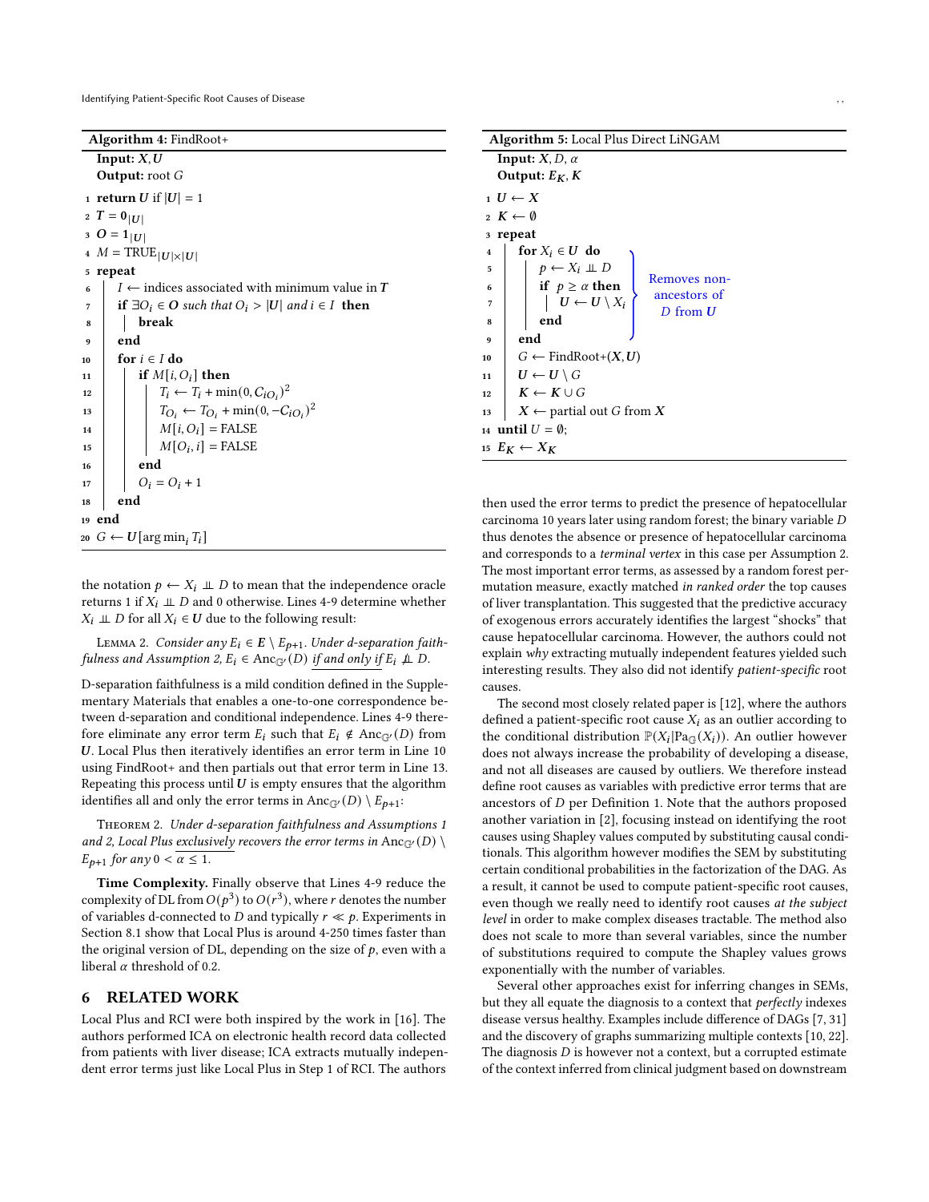**Algorithm 4:** FindRoot+

```
   Input: X, U
   Output: root G
 1 return U if |U| = 1
 2 T = 0_{|U|}
 3 O = 1_{|U|}
 4 M = TRUE_{|U|×|U|}
 5 repeat
 6     I ← indices associated with minimum value in T
 7     if ∃O_i ∈ O such that O_i > |U| and i ∈ I then
 8         break
 9     end
10     for i ∈ I do
11         if M[i, O_i] then
12             T_i ← T_i + min(0, C_{iO_i})^2
13             T_{O_i} ← T_{O_i} + min(0, −C_{iO_i})^2
14             M[i, O_i] = FALSE
15             M[O_i, i] = FALSE
16         end
17         O_i = O_i + 1
18     end
19 end
20 G ← U[arg min_i T_i]
```

the notation $p \leftarrow X_i \perp\!\!\!\perp D$ to mean that the independence oracle returns 1 if $X_i \perp\!\!\!\perp D$ and 0 otherwise. Lines 4-9 determine whether $X_i \perp\!\!\!\perp D$ for all $X_i \in \boldsymbol{U}$ due to the following result:

Lemma 2. *Consider any $E_i \in \boldsymbol{E} \setminus E_{p+1}$. Under d-separation faithfulness and Assumption 2, $E_i \in \text{Anc}_{\mathbb{G}'}(D)$ if and only if $E_i \not\perp\!\!\!\perp D$.*

D-separation faithfulness is a mild condition defined in the Supplementary Materials that enables a one-to-one correspondence between d-separation and conditional independence. Lines 4-9 therefore eliminate any error term $E_i$ such that $E_i \notin \text{Anc}_{\mathbb{G}'}(D)$ from $\boldsymbol{U}$. Local Plus then iteratively identifies an error term in Line 10 using FindRoot+ and then partials out that error term in Line 13. Repeating this process until $\boldsymbol{U}$ is empty ensures that the algorithm identifies all and only the error terms in $\text{Anc}_{\mathbb{G}'}(D) \setminus E_{p+1}$:

Theorem 2. *Under d-separation faithfulness and Assumptions 1 and 2, Local Plus exclusively recovers the error terms in $\text{Anc}_{\mathbb{G}'}(D) \setminus E_{p+1}$ for any $0 < \alpha \leq 1$.*

**Time Complexity.** Finally observe that Lines 4-9 reduce the complexity of DL from $O(p^3)$ to $O(r^3)$, where $r$ denotes the number of variables d-connected to $D$ and typically $r \ll p$. Experiments in Section 8.1 show that Local Plus is around 4-250 times faster than the original version of DL, depending on the size of $p$, even with a liberal $\alpha$ threshold of 0.2.

## 6 RELATED WORK

Local Plus and RCI were both inspired by the work in [16]. The authors performed ICA on electronic health record data collected from patients with liver disease; ICA extracts mutually independent error terms just like Local Plus in Step 1 of RCI. The authors

**Algorithm 5:** Local Plus Direct LiNGAM

```
   Input: X, D, α
   Output: E_K, K
 1 U ← X
 2 K ← ∅
 3 repeat
 4     for X_i ∈ U do                 ⎫
 5         p ← X_i ⊥⊥ D               ⎪ Removes non-
 6         if p ≥ α then              ⎬ ancestors of
 7             U ← U \ X_i            ⎪ D from U
 8         end                        ⎪
 9     end                            ⎭
10     G ← FindRoot+(X, U)
11     U ← U \ G
12     K ← K ∪ G
13     X ← partial out G from X
14 until U = ∅;
15 E_K ← X_K
```

then used the error terms to predict the presence of hepatocellular carcinoma 10 years later using random forest; the binary variable $D$ thus denotes the absence or presence of hepatocellular carcinoma and corresponds to a *terminal vertex* in this case per Assumption 2. The most important error terms, as assessed by a random forest permutation measure, exactly matched *in ranked order* the top causes of liver transplantation. This suggested that the predictive accuracy of exogenous errors accurately identifies the largest "shocks" that cause hepatocellular carcinoma. However, the authors could not explain *why* extracting mutually independent features yielded such interesting results. They also did not identify *patient-specific* root causes.

The second most closely related paper is [12], where the authors defined a patient-specific root cause $X_i$ as an outlier according to the conditional distribution $\mathbb{P}(X_i|\text{Pa}_{\mathbb{G}}(X_i))$. An outlier however does not always increase the probability of developing a disease, and not all diseases are caused by outliers. We therefore instead define root causes as variables with predictive error terms that are ancestors of $D$ per Definition 1. Note that the authors proposed another variation in [2], focusing instead on identifying the root causes using Shapley values computed by substituting causal conditionals. This algorithm however modifies the SEM by substituting certain conditional probabilities in the factorization of the DAG. As a result, it cannot be used to compute patient-specific root causes, even though we really need to identify root causes *at the subject level* in order to make complex diseases tractable. The method also does not scale to more than several variables, since the number of substitutions required to compute the Shapley values grows exponentially with the number of variables.

Several other approaches exist for inferring changes in SEMs, but they all equate the diagnosis to a context that *perfectly* indexes disease versus healthy. Examples include difference of DAGs [7, 31] and the discovery of graphs summarizing multiple contexts [10, 22]. The diagnosis $D$ is however not a context, but a corrupted estimate of the context inferred from clinical judgment based on downstream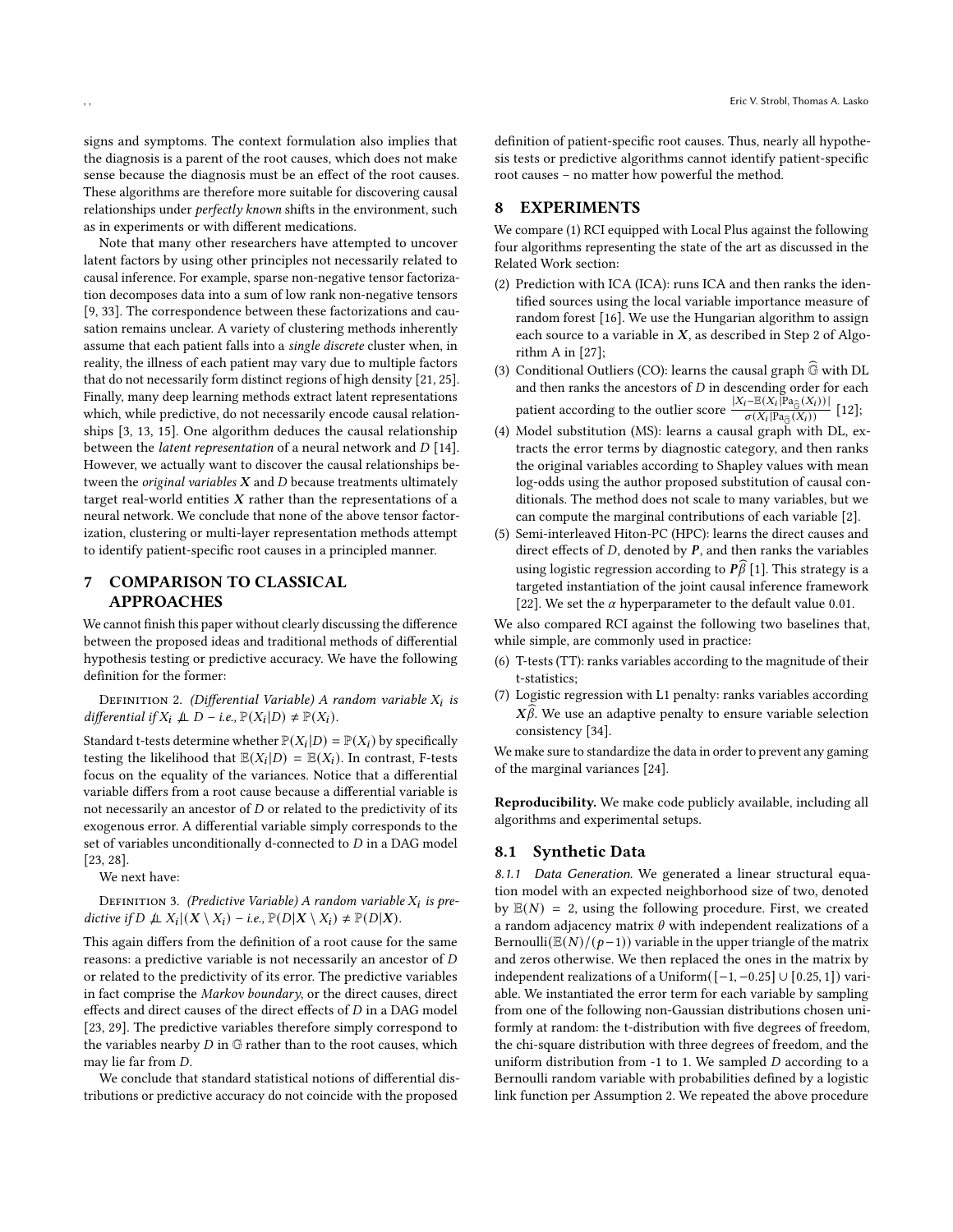signs and symptoms. The context formulation also implies that the diagnosis is a parent of the root causes, which does not make sense because the diagnosis must be an effect of the root causes. These algorithms are therefore more suitable for discovering causal relationships under *perfectly known* shifts in the environment, such as in experiments or with different medications.

Note that many other researchers have attempted to uncover latent factors by using other principles not necessarily related to causal inference. For example, sparse non-negative tensor factorization decomposes data into a sum of low rank non-negative tensors [9, 33]. The correspondence between these factorizations and causation remains unclear. A variety of clustering methods inherently assume that each patient falls into a *single discrete* cluster when, in reality, the illness of each patient may vary due to multiple factors that do not necessarily form distinct regions of high density [21, 25]. Finally, many deep learning methods extract latent representations which, while predictive, do not necessarily encode causal relationships [3, 13, 15]. One algorithm deduces the causal relationship between the *latent representation* of a neural network and $D$ [14]. However, we actually want to discover the causal relationships between the *original variables* $\boldsymbol{X}$ and $D$ because treatments ultimately target real-world entities $\boldsymbol{X}$ rather than the representations of a neural network. We conclude that none of the above tensor factorization, clustering or multi-layer representation methods attempt to identify patient-specific root causes in a principled manner.

## 7 COMPARISON TO CLASSICAL APPROACHES

We cannot finish this paper without clearly discussing the difference between the proposed ideas and traditional methods of differential hypothesis testing or predictive accuracy. We have the following definition for the former:

Definition 2. *(Differential Variable) A random variable $X_i$ is differential if $X_i \not\perp\!\!\!\perp D$ – i.e., $\mathbb{P}(X_i|D) \neq \mathbb{P}(X_i)$.*

Standard t-tests determine whether $\mathbb{P}(X_i|D) = \mathbb{P}(X_i)$ by specifically testing the likelihood that $\mathbb{E}(X_i|D) = \mathbb{E}(X_i)$. In contrast, F-tests focus on the equality of the variances. Notice that a differential variable differs from a root cause because a differential variable is not necessarily an ancestor of $D$ or related to its exogenous error. A differential variable simply corresponds to the set of variables unconditionally d-connected to $D$ in a DAG model [23, 28].

We next have:

Definition 3. *(Predictive Variable) A random variable $X_i$ is predictive if $D \not\perp\!\!\!\perp X_i | (\boldsymbol{X} \setminus X_i)$ – i.e., $\mathbb{P}(D|\boldsymbol{X} \setminus X_i) \neq \mathbb{P}(D|\boldsymbol{X})$.*

This again differs from the definition of a root cause for the same reasons: a predictive variable is not necessarily an ancestor of $D$ or related to the predictivity of its error. The predictive variables in fact comprise the *Markov boundary*, or the direct causes, direct effects and direct causes of the direct effects of $D$ in a DAG model [23, 29]. The predictive variables therefore simply correspond to the variables nearby $D$ in $\mathbb{G}$ rather than to the root causes, which may lie far from $D$.

We conclude that standard statistical notions of differential distributions or predictive accuracy do not coincide with the proposed definition of patient-specific root causes. Thus, nearly all hypothesis tests or predictive algorithms cannot identify patient-specific root causes – no matter how powerful the method.

## 8 EXPERIMENTS

We compare (1) RCI equipped with Local Plus against the following four algorithms representing the state of the art as discussed in the Related Work section:

(2) Prediction with ICA (ICA): runs ICA and then ranks the identified sources using the local variable importance measure of random forest [16]. We use the Hungarian algorithm to assign each source to a variable in $\boldsymbol{X}$, as described in Step 2 of Algorithm A in [27];
(3) Conditional Outliers (CO): learns the causal graph $\widehat{\mathbb{G}}$ with DL and then ranks the ancestors of $D$ in descending order for each patient according to the outlier score $\frac{|X_i - \mathbb{E}(X_i|\text{Pa}_{\widehat{\mathbb{G}}}(X_i))|}{\sigma(X_i|\text{Pa}_{\widehat{\mathbb{G}}}(X_i))}$ [12];
(4) Model substitution (MS): learns a causal graph with DL, extracts the error terms by diagnostic category, and then ranks the original variables according to Shapley values with mean log-odds using the author proposed substitution of causal conditionals. The method does not scale to many variables, but we can compute the marginal contributions of each variable [2].
(5) Semi-interleaved Hiton-PC (HPC): learns the direct causes and direct effects of $D$, denoted by $\boldsymbol{P}$, and then ranks the variables using logistic regression according to $\boldsymbol{P}\widehat{\beta}$ [1]. This strategy is a targeted instantiation of the joint causal inference framework [22]. We set the $\alpha$ hyperparameter to the default value 0.01.

We also compared RCI against the following two baselines that, while simple, are commonly used in practice:

(6) T-tests (TT): ranks variables according to the magnitude of their t-statistics;
(7) Logistic regression with L1 penalty: ranks variables according $\boldsymbol{X}\widehat{\beta}$. We use an adaptive penalty to ensure variable selection consistency [34].

We make sure to standardize the data in order to prevent any gaming of the marginal variances [24].

**Reproducibility.** We make code publicly available, including all algorithms and experimental setups.

### 8.1 Synthetic Data

*8.1.1 Data Generation.* We generated a linear structural equation model with an expected neighborhood size of two, denoted by $\mathbb{E}(N) = 2$, using the following procedure. First, we created a random adjacency matrix $\theta$ with independent realizations of a Bernoulli($\mathbb{E}(N)/(p-1)$) variable in the upper triangle of the matrix and zeros otherwise. We then replaced the ones in the matrix by independent realizations of a Uniform($[-1, -0.25] \cup [0.25, 1]$) variable. We instantiated the error term for each variable by sampling from one of the following non-Gaussian distributions chosen uniformly at random: the t-distribution with five degrees of freedom, the chi-square distribution with three degrees of freedom, and the uniform distribution from -1 to 1. We sampled $D$ according to a Bernoulli random variable with probabilities defined by a logistic link function per Assumption 2. We repeated the above procedure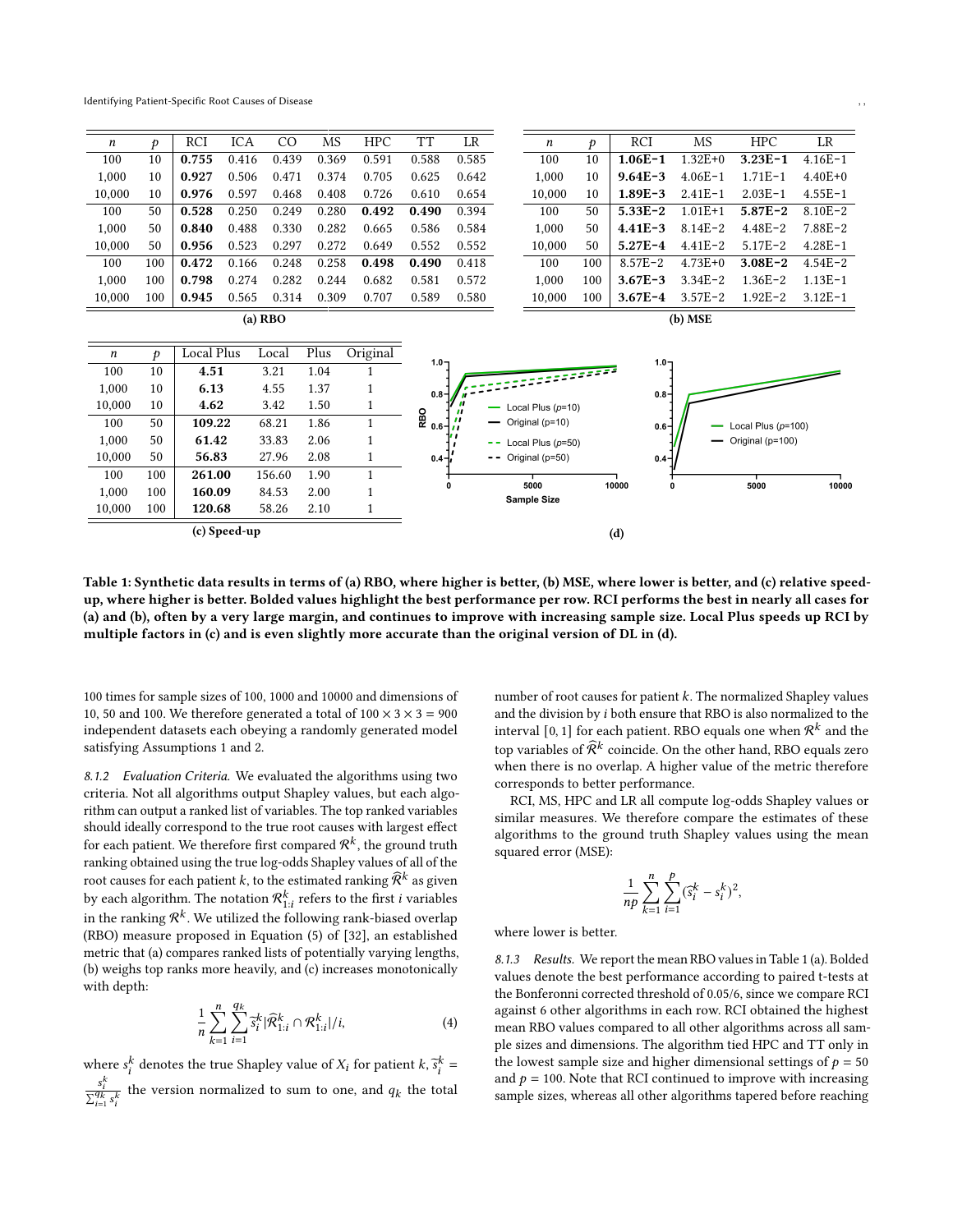| $n$ | $p$ | RCI | ICA | CO | MS | HPC | TT | LR |
|---|---|---|---|---|---|---|---|---|
| 100 | 10 | **0.755** | 0.416 | 0.439 | 0.369 | 0.591 | 0.588 | 0.585 |
| 1,000 | 10 | **0.927** | 0.506 | 0.471 | 0.374 | 0.705 | 0.625 | 0.642 |
| 10,000 | 10 | **0.976** | 0.597 | 0.468 | 0.408 | 0.726 | 0.610 | 0.654 |
| 100 | 50 | **0.528** | 0.250 | 0.249 | 0.280 | **0.492** | **0.490** | 0.394 |
| 1,000 | 50 | **0.840** | 0.488 | 0.330 | 0.282 | 0.665 | 0.586 | 0.584 |
| 10,000 | 50 | **0.956** | 0.523 | 0.297 | 0.272 | 0.649 | 0.552 | 0.552 |
| 100 | 100 | **0.472** | 0.166 | 0.248 | 0.258 | **0.498** | **0.490** | 0.418 |
| 1,000 | 100 | **0.798** | 0.274 | 0.282 | 0.244 | 0.682 | 0.581 | 0.572 |
| 10,000 | 100 | **0.945** | 0.565 | 0.314 | 0.309 | 0.707 | 0.589 | 0.580 |

(a) RBO

| $n$ | $p$ | RCI | MS | HPC | LR |
|---|---|---|---|---|---|
| 100 | 10 | **1.06E-1** | 1.32E+0 | **3.23E-1** | 4.16E-1 |
| 1,000 | 10 | **9.64E-3** | 4.06E-1 | 1.71E-1 | 4.40E+0 |
| 10,000 | 10 | **1.89E-3** | 2.41E-1 | 2.03E-1 | 4.55E-1 |
| 100 | 50 | **5.33E-2** | 1.01E+1 | **5.87E-2** | 8.10E-2 |
| 1,000 | 50 | **4.41E-3** | 8.14E-2 | 4.48E-2 | 7.88E-2 |
| 10,000 | 50 | **5.27E-4** | 4.41E-2 | 5.17E-2 | 4.28E-1 |
| 100 | 100 | 8.57E-2 | 4.73E+0 | **3.08E-2** | 4.54E-2 |
| 1,000 | 100 | **3.67E-3** | 3.34E-2 | 1.36E-2 | 1.13E-1 |
| 10,000 | 100 | **3.67E-4** | 3.57E-2 | 1.92E-2 | 3.12E-1 |

(b) MSE

| $n$ | $p$ | Local Plus | Local | Plus | Original |
|---|---|---|---|---|---|
| 100 | 10 | **4.51** | 3.21 | 1.04 | 1 |
| 1,000 | 10 | **6.13** | 4.55 | 1.37 | 1 |
| 10,000 | 10 | **4.62** | 3.42 | 1.50 | 1 |
| 100 | 50 | **109.22** | 68.21 | 1.86 | 1 |
| 1,000 | 50 | **61.42** | 33.83 | 2.06 | 1 |
| 10,000 | 50 | **56.83** | 27.96 | 2.08 | 1 |
| 100 | 100 | **261.00** | 156.60 | 1.90 | 1 |
| 1,000 | 100 | **160.09** | 84.53 | 2.00 | 1 |
| 10,000 | 100 | **120.68** | 58.26 | 2.10 | 1 |

(c) Speed-up

(d)

**Table 1: Synthetic data results in terms of (a) RBO, where higher is better, (b) MSE, where lower is better, and (c) relative speed-up, where higher is better. Bolded values highlight the best performance per row. RCI performs the best in nearly all cases for (a) and (b), often by a very large margin, and continues to improve with increasing sample size. Local Plus speeds up RCI by multiple factors in (c) and is even slightly more accurate than the original version of DL in (d).**

100 times for sample sizes of 100, 1000 and 10000 and dimensions of 10, 50 and 100. We therefore generated a total of $100 \times 3 \times 3 = 900$ independent datasets each obeying a randomly generated model satisfying Assumptions 1 and 2.

#### 8.1.2 Evaluation Criteria.

We evaluated the algorithms using two criteria. Not all algorithms output Shapley values, but each algorithm can output a ranked list of variables. The top ranked variables should ideally correspond to the true root causes with largest effect for each patient. We therefore first compared $\mathcal{R}^k$, the ground truth ranking obtained using the true log-odds Shapley values of all of the root causes for each patient $k$, to the estimated ranking $\widehat{\mathcal{R}}^k$ as given by each algorithm. The notation $\mathcal{R}^k_{1:i}$ refers to the first $i$ variables in the ranking $\mathcal{R}^k$. We utilized the following rank-biased overlap (RBO) measure proposed in Equation (5) of [32], an established metric that (a) compares ranked lists of potentially varying lengths, (b) weighs top ranks more heavily, and (c) increases monotonically with depth:

$$\frac{1}{n}\sum_{k=1}^{n}\sum_{i=1}^{q_k}\widetilde{s}_i^k|\widehat{\mathcal{R}}^k_{1:i}\cap\mathcal{R}^k_{1:i}|/i, \tag{4}$$

where $s_i^k$ denotes the true Shapley value of $X_i$ for patient $k$, $\widetilde{s}_i^k = \frac{s_i^k}{\sum_{i=1}^{q_k} s_i^k}$ the version normalized to sum to one, and $q_k$ the total number of root causes for patient $k$. The normalized Shapley values and the division by $i$ both ensure that RBO is also normalized to the interval $[0,1]$ for each patient. RBO equals one when $\mathcal{R}^k$ and the top variables of $\widehat{\mathcal{R}}^k$ coincide. On the other hand, RBO equals zero when there is no overlap. A higher value of the metric therefore corresponds to better performance.

RCI, MS, HPC and LR all compute log-odds Shapley values or similar measures. We therefore compare the estimates of these algorithms to the ground truth Shapley values using the mean squared error (MSE):

$$\frac{1}{np}\sum_{k=1}^{n}\sum_{i=1}^{p}(\widehat{s}_i^k - s_i^k)^2,$$

where lower is better.

#### 8.1.3 Results.

We report the mean RBO values in Table 1 (a). Bolded values denote the best performance according to paired t-tests at the Bonferonni corrected threshold of 0.05/6, since we compare RCI against 6 other algorithms in each row. RCI obtained the highest mean RBO values compared to all other algorithms across all sample sizes and dimensions. The algorithm tied HPC and TT only in the lowest sample size and higher dimensional settings of $p = 50$ and $p = 100$. Note that RCI continued to improve with increasing sample sizes, whereas all other algorithms tapered before reaching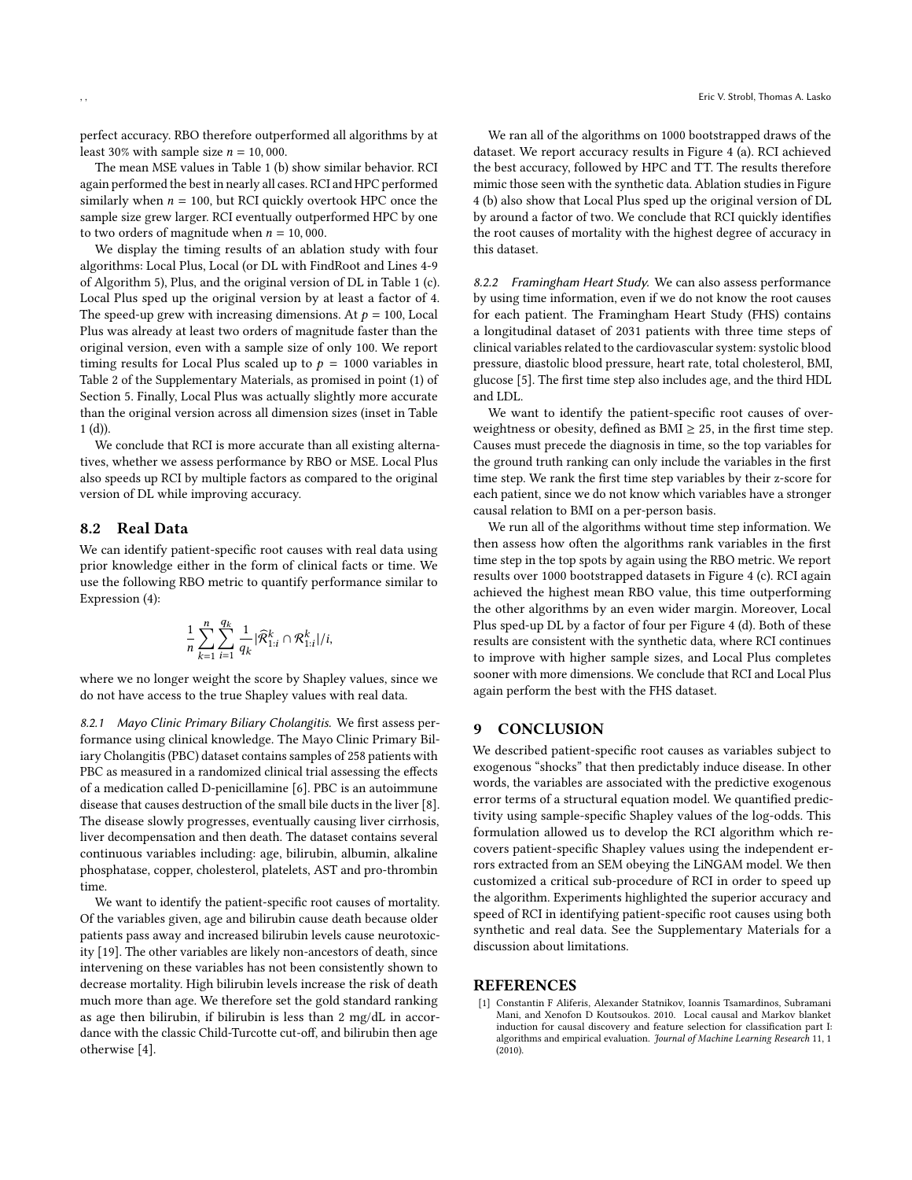perfect accuracy. RBO therefore outperformed all algorithms by at least 30% with sample size $n = 10,000$.

The mean MSE values in Table 1 (b) show similar behavior. RCI again performed the best in nearly all cases. RCI and HPC performed similarly when $n = 100$, but RCI quickly overtook HPC once the sample size grew larger. RCI eventually outperformed HPC by one to two orders of magnitude when $n = 10,000$.

We display the timing results of an ablation study with four algorithms: Local Plus, Local (or DL with FindRoot and Lines 4-9 of Algorithm 5), Plus, and the original version of DL in Table 1 (c). Local Plus sped up the original version by at least a factor of 4. The speed-up grew with increasing dimensions. At $p = 100$, Local Plus was already at least two orders of magnitude faster than the original version, even with a sample size of only 100. We report timing results for Local Plus scaled up to $p = 1000$ variables in Table 2 of the Supplementary Materials, as promised in point (1) of Section 5. Finally, Local Plus was actually slightly more accurate than the original version across all dimension sizes (inset in Table 1 (d)).

We conclude that RCI is more accurate than all existing alternatives, whether we assess performance by RBO or MSE. Local Plus also speeds up RCI by multiple factors as compared to the original version of DL while improving accuracy.

## 8.2 Real Data

We can identify patient-specific root causes with real data using prior knowledge either in the form of clinical facts or time. We use the following RBO metric to quantify performance similar to Expression (4):

$$\frac{1}{n}\sum_{k=1}^{n}\sum_{i=1}^{q_k}\frac{1}{q_k}|\widehat{\mathcal{R}}_{1:i}^{k} \cap \mathcal{R}_{1:i}^{k}|/i,$$

where we no longer weight the score by Shapley values, since we do not have access to the true Shapley values with real data.

### 8.2.1 Mayo Clinic Primary Biliary Cholangitis.

We first assess performance using clinical knowledge. The Mayo Clinic Primary Biliary Cholangitis (PBC) dataset contains samples of 258 patients with PBC as measured in a randomized clinical trial assessing the effects of a medication called D-penicillamine [6]. PBC is an autoimmune disease that causes destruction of the small bile ducts in the liver [8]. The disease slowly progresses, eventually causing liver cirrhosis, liver decompensation and then death. The dataset contains several continuous variables including: age, bilirubin, albumin, alkaline phosphatase, copper, cholesterol, platelets, AST and pro-thrombin time.

We want to identify the patient-specific root causes of mortality. Of the variables given, age and bilirubin cause death because older patients pass away and increased bilirubin levels cause neurotoxicity [19]. The other variables are likely non-ancestors of death, since intervening on these variables has not been consistently shown to decrease mortality. High bilirubin levels increase the risk of death much more than age. We therefore set the gold standard ranking as age then bilirubin, if bilirubin is less than 2 mg/dL in accordance with the classic Child-Turcotte cut-off, and bilirubin then age otherwise [4].

We ran all of the algorithms on 1000 bootstrapped draws of the dataset. We report accuracy results in Figure 4 (a). RCI achieved the best accuracy, followed by HPC and TT. The results therefore mimic those seen with the synthetic data. Ablation studies in Figure 4 (b) also show that Local Plus sped up the original version of DL by around a factor of two. We conclude that RCI quickly identifies the root causes of mortality with the highest degree of accuracy in this dataset.

### 8.2.2 Framingham Heart Study.

We can also assess performance by using time information, even if we do not know the root causes for each patient. The Framingham Heart Study (FHS) contains a longitudinal dataset of 2031 patients with three time steps of clinical variables related to the cardiovascular system: systolic blood pressure, diastolic blood pressure, heart rate, total cholesterol, BMI, glucose [5]. The first time step also includes age, and the third HDL and LDL.

We want to identify the patient-specific root causes of overweightness or obesity, defined as BMI $\geq 25$, in the first time step. Causes must precede the diagnosis in time, so the top variables for the ground truth ranking can only include the variables in the first time step. We rank the first time step variables by their z-score for each patient, since we do not know which variables have a stronger causal relation to BMI on a per-person basis.

We run all of the algorithms without time step information. We then assess how often the algorithms rank variables in the first time step in the top spots by again using the RBO metric. We report results over 1000 bootstrapped datasets in Figure 4 (c). RCI again achieved the highest mean RBO value, this time outperforming the other algorithms by an even wider margin. Moreover, Local Plus sped-up DL by a factor of four per Figure 4 (d). Both of these results are consistent with the synthetic data, where RCI continues to improve with higher sample sizes, and Local Plus completes sooner with more dimensions. We conclude that RCI and Local Plus again perform the best with the FHS dataset.

# 9 CONCLUSION

We described patient-specific root causes as variables subject to exogenous "shocks" that then predictably induce disease. In other words, the variables are associated with the predictive exogenous error terms of a structural equation model. We quantified predictivity using sample-specific Shapley values of the log-odds. This formulation allowed us to develop the RCI algorithm which recovers patient-specific Shapley values using the independent errors extracted from an SEM obeying the LiNGAM model. We then customized a critical sub-procedure of RCI in order to speed up the algorithm. Experiments highlighted the superior accuracy and speed of RCI in identifying patient-specific root causes using both synthetic and real data. See the Supplementary Materials for a discussion about limitations.

# REFERENCES

[1] Constantin F Aliferis, Alexander Statnikov, Ioannis Tsamardinos, Subramani Mani, and Xenofon D Koutsoukos. 2010. Local causal and Markov blanket induction for causal discovery and feature selection for classification part I: algorithms and empirical evaluation. *Journal of Machine Learning Research* 11, 1 (2010).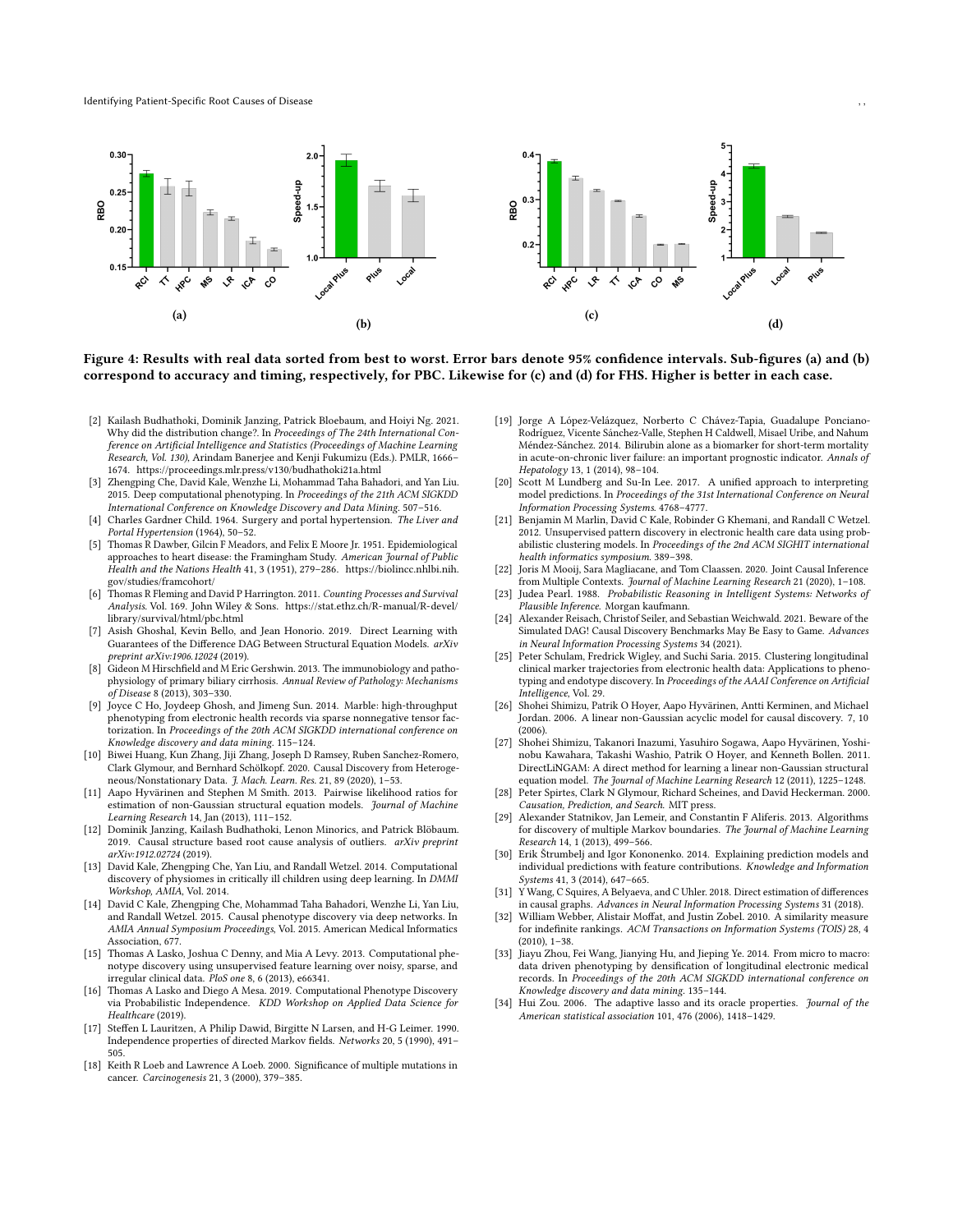Figure 4: Results with real data sorted from best to worst. Error bars denote 95% confidence intervals. Sub-figures (a) and (b) correspond to accuracy and timing, respectively, for PBC. Likewise for (c) and (d) for FHS. Higher is better in each case.

[2] Kailash Budhathoki, Dominik Janzing, Patrick Bloebaum, and Hoiyi Ng. 2021. Why did the distribution change?. In *Proceedings of The 24th International Conference on Artificial Intelligence and Statistics (Proceedings of Machine Learning Research, Vol. 130)*, Arindam Banerjee and Kenji Fukumizu (Eds.). PMLR, 1666–1674. https://proceedings.mlr.press/v130/budhathoki21a.html

[3] Zhengping Che, David Kale, Wenzhe Li, Mohammad Taha Bahadori, and Yan Liu. 2015. Deep computational phenotyping. In *Proceedings of the 21th ACM SIGKDD International Conference on Knowledge Discovery and Data Mining*. 507–516.

[4] Charles Gardner Child. 1964. Surgery and portal hypertension. *The Liver and Portal Hypertension* (1964), 50–52.

[5] Thomas R Dawber, Gilcin F Meadors, and Felix E Moore Jr. 1951. Epidemiological approaches to heart disease: the Framingham Study. *American Journal of Public Health and the Nations Health* 41, 3 (1951), 279–286. https://biolincc.nhlbi.nih.gov/studies/framcohort/

[6] Thomas R Fleming and David P Harrington. 2011. *Counting Processes and Survival Analysis*. Vol. 169. John Wiley & Sons. https://stat.ethz.ch/R-manual/R-devel/library/survival/html/pbc.html

[7] Asish Ghoshal, Kevin Bello, and Jean Honorio. 2019. Direct Learning with Guarantees of the Difference DAG Between Structural Equation Models. *arXiv preprint arXiv:1906.12024* (2019).

[8] Gideon M Hirschfield and M Eric Gershwin. 2013. The immunobiology and pathophysiology of primary biliary cirrhosis. *Annual Review of Pathology: Mechanisms of Disease* 8 (2013), 303–330.

[9] Joyce C Ho, Joydeep Ghosh, and Jimeng Sun. 2014. Marble: high-throughput phenotyping from electronic health records via sparse nonnegative tensor factorization. In *Proceedings of the 20th ACM SIGKDD international conference on Knowledge discovery and data mining*. 115–124.

[10] Biwei Huang, Kun Zhang, Jiji Zhang, Joseph D Ramsey, Ruben Sanchez-Romero, Clark Glymour, and Bernhard Schölkopf. 2020. Causal Discovery from Heterogeneous/Nonstationary Data. *J. Mach. Learn. Res.* 21, 89 (2020), 1–53.

[11] Aapo Hyvärinen and Stephen M Smith. 2013. Pairwise likelihood ratios for estimation of non-Gaussian structural equation models. *Journal of Machine Learning Research* 14, Jan (2013), 111–152.

[12] Dominik Janzing, Kailash Budhathoki, Lenon Minorics, and Patrick Blöbaum. 2019. Causal structure based root cause analysis of outliers. *arXiv preprint arXiv:1912.02724* (2019).

[13] David Kale, Zhengping Che, Yan Liu, and Randall Wetzel. 2014. Computational discovery of physiomes in critically ill children using deep learning. In *DMMI Workshop, AMIA*, Vol. 2014.

[14] David C Kale, Zhengping Che, Mohammad Taha Bahadori, Wenzhe Li, Yan Liu, and Randall Wetzel. 2015. Causal phenotype discovery via deep networks. In *AMIA Annual Symposium Proceedings*, Vol. 2015. American Medical Informatics Association, 677.

[15] Thomas A Lasko, Joshua C Denny, and Mia A Levy. 2013. Computational phenotype discovery using unsupervised feature learning over noisy, sparse, and irregular clinical data. *PloS one* 8, 6 (2013), e66341.

[16] Thomas A Lasko and Diego A Mesa. 2019. Computational Phenotype Discovery via Probabilistic Independence. *KDD Workshop on Applied Data Science for Healthcare* (2019).

[17] Steffen L Lauritzen, A Philip Dawid, Birgitte N Larsen, and H-G Leimer. 1990. Independence properties of directed Markov fields. *Networks* 20, 5 (1990), 491–505.

[18] Keith R Loeb and Lawrence A Loeb. 2000. Significance of multiple mutations in cancer. *Carcinogenesis* 21, 3 (2000), 379–385.

[19] Jorge A López-Velázquez, Norberto C Chávez-Tapia, Guadalupe Ponciano-Rodríguez, Vicente Sánchez-Valle, Stephen H Caldwell, Misael Uribe, and Nahum Méndez-Sánchez. 2014. Bilirubin alone as a biomarker for short-term mortality in acute-on-chronic liver failure: an important prognostic indicator. *Annals of Hepatology* 13, 1 (2014), 98–104.

[20] Scott M Lundberg and Su-In Lee. 2017. A unified approach to interpreting model predictions. In *Proceedings of the 31st International Conference on Neural Information Processing Systems*. 4768–4777.

[21] Benjamin M Marlin, David C Kale, Robinder G Khemani, and Randall C Wetzel. 2012. Unsupervised pattern discovery in electronic health care data using probabilistic clustering models. In *Proceedings of the 2nd ACM SIGHIT international health informatics symposium*. 389–398.

[22] Joris M Mooij, Sara Magliacane, and Tom Claassen. 2020. Joint Causal Inference from Multiple Contexts. *Journal of Machine Learning Research* 21 (2020), 1–108.

[23] Judea Pearl. 1988. *Probabilistic Reasoning in Intelligent Systems: Networks of Plausible Inference*. Morgan kaufmann.

[24] Alexander Reisach, Christof Seiler, and Sebastian Weichwald. 2021. Beware of the Simulated DAG! Causal Discovery Benchmarks May Be Easy to Game. *Advances in Neural Information Processing Systems* 34 (2021).

[25] Peter Schulam, Fredrick Wigley, and Suchi Saria. 2015. Clustering longitudinal clinical marker trajectories from electronic health data: Applications to phenotyping and endotype discovery. In *Proceedings of the AAAI Conference on Artificial Intelligence*, Vol. 29.

[26] Shohei Shimizu, Patrik O Hoyer, Aapo Hyvärinen, Antti Kerminen, and Michael Jordan. 2006. A linear non-Gaussian acyclic model for causal discovery. 7, 10 (2006).

[27] Shohei Shimizu, Takanori Inazumi, Yasuhiro Sogawa, Aapo Hyvärinen, Yoshinobu Kawahara, Takashi Washio, Patrik O Hoyer, and Kenneth Bollen. 2011. DirectLiNGAM: A direct method for learning a linear non-Gaussian structural equation model. *The Journal of Machine Learning Research* 12 (2011), 1225–1248.

[28] Peter Spirtes, Clark N Glymour, Richard Scheines, and David Heckerman. 2000. *Causation, Prediction, and Search*. MIT press.

[29] Alexander Statnikov, Jan Lemeir, and Constantin F Aliferis. 2013. Algorithms for discovery of multiple Markov boundaries. *The Journal of Machine Learning Research* 14, 1 (2013), 499–566.

[30] Erik Štrumbelj and Igor Kononenko. 2014. Explaining prediction models and individual predictions with feature contributions. *Knowledge and Information Systems* 41, 3 (2014), 647–665.

[31] Y Wang, C Squires, A Belyaeva, and C Uhler. 2018. Direct estimation of differences in causal graphs. *Advances in Neural Information Processing Systems* 31 (2018).

[32] William Webber, Alistair Moffat, and Justin Zobel. 2010. A similarity measure for indefinite rankings. *ACM Transactions on Information Systems (TOIS)* 28, 4 (2010), 1–38.

[33] Jiayu Zhou, Fei Wang, Jianying Hu, and Jieping Ye. 2014. From micro to macro: data driven phenotyping by densification of longitudinal electronic medical records. In *Proceedings of the 20th ACM SIGKDD international conference on Knowledge discovery and data mining*. 135–144.

[34] Hui Zou. 2006. The adaptive lasso and its oracle properties. *Journal of the American statistical association* 101, 476 (2006), 1418–1429.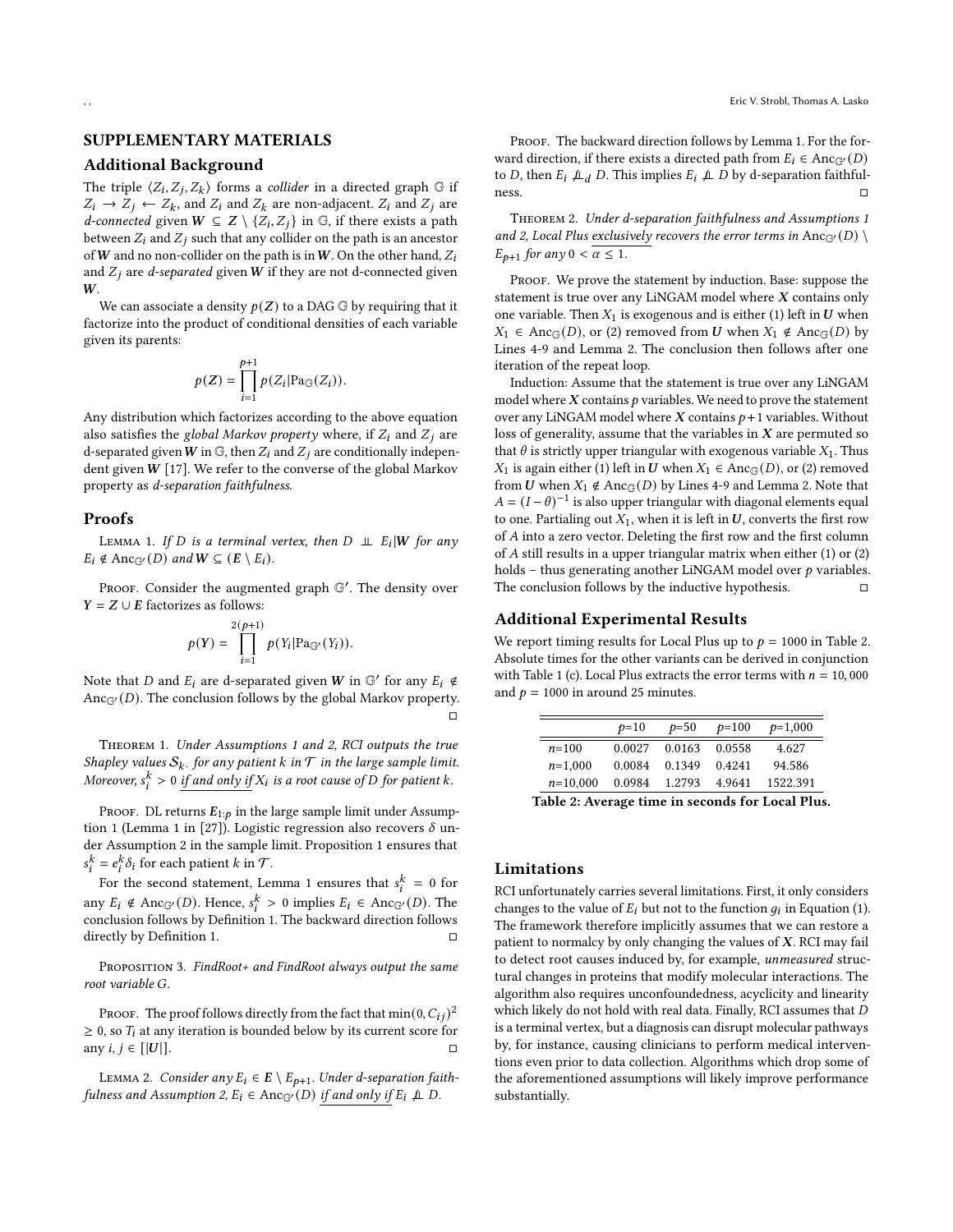## SUPPLEMENTARY MATERIALS

### Additional Background

The triple $\langle Z_i, Z_j, Z_k \rangle$ forms a *collider* in a directed graph $\mathbb{G}$ if $Z_i \to Z_j \leftarrow Z_k$, and $Z_i$ and $Z_k$ are non-adjacent. $Z_i$ and $Z_j$ are *d-connected* given $\boldsymbol{W} \subseteq \boldsymbol{Z} \setminus \{Z_i, Z_j\}$ in $\mathbb{G}$, if there exists a path between $Z_i$ and $Z_j$ such that any collider on the path is an ancestor of $\boldsymbol{W}$ and no non-collider on the path is in $\boldsymbol{W}$. On the other hand, $Z_i$ and $Z_j$ are *d-separated* given $\boldsymbol{W}$ if they are not d-connected given $\boldsymbol{W}$.

We can associate a density $p(\boldsymbol{Z})$ to a DAG $\mathbb{G}$ by requiring that it factorize into the product of conditional densities of each variable given its parents:

$$p(\boldsymbol{Z}) = \prod_{i=1}^{p+1} p(Z_i | \text{Pa}_{\mathbb{G}}(Z_i)).$$

Any distribution which factorizes according to the above equation also satisfies the *global Markov property* where, if $Z_i$ and $Z_j$ are d-separated given $\boldsymbol{W}$ in $\mathbb{G}$, then $Z_i$ and $Z_j$ are conditionally independent given $\boldsymbol{W}$ [17]. We refer to the converse of the global Markov property as *d-separation faithfulness*.

### Proofs

Lemma 1. *If $D$ is a terminal vertex, then $D \perp\!\!\!\perp E_i | \boldsymbol{W}$ for any $E_i \notin \text{Anc}_{\mathbb{G}'}(D)$ and $\boldsymbol{W} \subseteq (\boldsymbol{E} \setminus E_i)$.*

Proof. Consider the augmented graph $\mathbb{G}'$. The density over $\boldsymbol{Y} = \boldsymbol{Z} \cup \boldsymbol{E}$ factorizes as follows:

$$p(\boldsymbol{Y}) = \prod_{i=1}^{2(p+1)} p(Y_i | \text{Pa}_{\mathbb{G}'}(Y_i)).$$

Note that $D$ and $E_i$ are d-separated given $\boldsymbol{W}$ in $\mathbb{G}'$ for any $E_i \notin \text{Anc}_{\mathbb{G}'}(D)$. The conclusion follows by the global Markov property. □

Theorem 1. *Under Assumptions 1 and 2, RCI outputs the true Shapley values $\mathcal{S}_k$. for any patient $k$ in $\mathcal{T}$ in the large sample limit. Moreover, $s_i^k > 0$ if and only if $X_i$ is a root cause of $D$ for patient $k$.*

Proof. DL returns $\boldsymbol{E}_{1:p}$ in the large sample limit under Assumption 1 (Lemma 1 in [27]). Logistic regression also recovers $\delta$ under Assumption 2 in the sample limit. Proposition 1 ensures that $s_i^k = e_i^k \delta_i$ for each patient $k$ in $\mathcal{T}$.

For the second statement, Lemma 1 ensures that $s_i^k = 0$ for any $E_i \notin \text{Anc}_{\mathbb{G}'}(D)$. Hence, $s_i^k > 0$ implies $E_i \in \text{Anc}_{\mathbb{G}'}(D)$. The conclusion follows by Definition 1. The backward direction follows directly by Definition 1. □

Proposition 3. *FindRoot+ and FindRoot always output the same root variable $G$.*

Proof. The proof follows directly from the fact that $\min(0, C_{ij})^2 \geq 0$, so $T_i$ at any iteration is bounded below by its current score for any $i, j \in [|\boldsymbol{U}|]$. □

Lemma 2. *Consider any $E_i \in \boldsymbol{E} \setminus E_{p+1}$. Under d-separation faithfulness and Assumption 2, $E_i \in \text{Anc}_{\mathbb{G}'}(D)$ if and only if $E_i \not\perp\!\!\!\perp D$.*

Proof. The backward direction follows by Lemma 1. For the forward direction, if there exists a directed path from $E_i \in \text{Anc}_{\mathbb{G}'}(D)$ to $D$, then $E_i \not\perp\!\!\!\perp_d D$. This implies $E_i \not\perp\!\!\!\perp D$ by d-separation faithfulness. □

Theorem 2. *Under d-separation faithfulness and Assumptions 1 and 2, Local Plus exclusively recovers the error terms in $\text{Anc}_{\mathbb{G}'}(D) \setminus E_{p+1}$ for any $0 < \alpha \leq 1$.*

Proof. We prove the statement by induction. Base: suppose the statement is true over any LiNGAM model where $\boldsymbol{X}$ contains only one variable. Then $X_1$ is exogenous and is either (1) left in $\boldsymbol{U}$ when $X_1 \in \text{Anc}_{\mathbb{G}}(D)$, or (2) removed from $\boldsymbol{U}$ when $X_1 \notin \text{Anc}_{\mathbb{G}}(D)$ by Lines 4-9 and Lemma 2. The conclusion then follows after one iteration of the repeat loop.

Induction: Assume that the statement is true over any LiNGAM model where $\boldsymbol{X}$ contains $p$ variables. We need to prove the statement over any LiNGAM model where $\boldsymbol{X}$ contains $p+1$ variables. Without loss of generality, assume that the variables in $\boldsymbol{X}$ are permuted so that $\theta$ is strictly upper triangular with exogenous variable $X_1$. Thus $X_1$ is again either (1) left in $\boldsymbol{U}$ when $X_1 \in \text{Anc}_{\mathbb{G}}(D)$, or (2) removed from $\boldsymbol{U}$ when $X_1 \notin \text{Anc}_{\mathbb{G}}(D)$ by Lines 4-9 and Lemma 2. Note that $A = (I - \theta)^{-1}$ is also upper triangular with diagonal elements equal to one. Partialing out $X_1$, when it is left in $\boldsymbol{U}$, converts the first row of $A$ into a zero vector. Deleting the first row and the first column of $A$ still results in a upper triangular matrix when either (1) or (2) holds – thus generating another LiNGAM model over $p$ variables. The conclusion follows by the inductive hypothesis. □

### Additional Experimental Results

We report timing results for Local Plus up to $p = 1000$ in Table 2. Absolute times for the other variants can be derived in conjunction with Table 1 (c). Local Plus extracts the error terms with $n = 10,000$ and $p = 1000$ in around 25 minutes.

| | $p$=10 | $p$=50 | $p$=100 | $p$=1,000 |
|---|---|---|---|---|
| $n$=100 | 0.0027 | 0.0163 | 0.0558 | 4.627 |
| $n$=1,000 | 0.0084 | 0.1349 | 0.4241 | 94.586 |
| $n$=10,000 | 0.0984 | 1.2793 | 4.9641 | 1522.391 |

**Table 2: Average time in seconds for Local Plus.**

### Limitations

RCI unfortunately carries several limitations. First, it only considers changes to the value of $E_i$ but not to the function $g_i$ in Equation (1). The framework therefore implicitly assumes that we can restore a patient to normalcy by only changing the values of $\boldsymbol{X}$. RCI may fail to detect root causes induced by, for example, *unmeasured* structural changes in proteins that modify molecular interactions. The algorithm also requires unconfoundedness, acyclicity and linearity which likely do not hold with real data. Finally, RCI assumes that $D$ is a terminal vertex, but a diagnosis can disrupt molecular pathways by, for instance, causing clinicians to perform medical interventions even prior to data collection. Algorithms which drop some of the aforementioned assumptions will likely improve performance substantially.